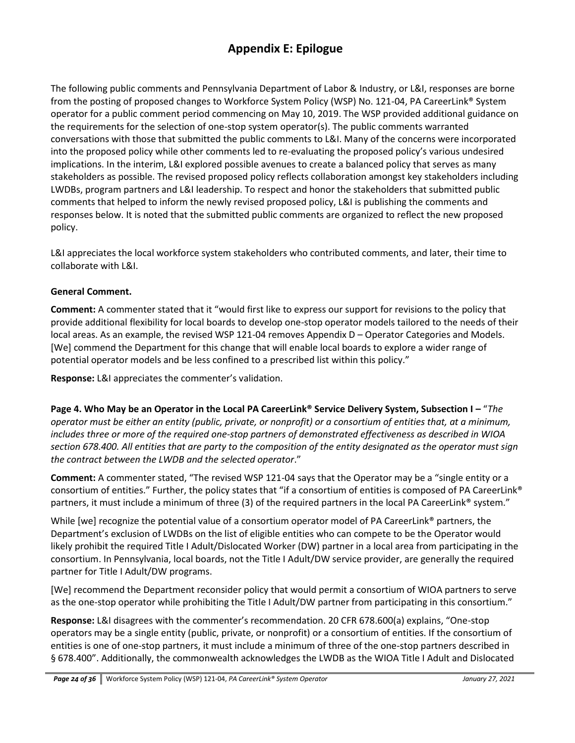# Appendix E: Epilogue

The following public comments and Pennsylvania Department of Labor & Industry, or L&I, responses are borne from the posting of proposed changes to Workforce System Policy (WSP) No. 121-04, PA CareerLink® System operator for a public comment period commencing on May 10, 2019. The WSP provided additional guidance on the requirements for the selection of one-stop system operator(s). The public comments warranted conversations with those that submitted the public comments to L&I. Many of the concerns were incorporated into the proposed policy while other comments led to re-evaluating the proposed policy's various undesired implications. In the interim, L&I explored possible avenues to create a balanced policy that serves as many stakeholders as possible. The revised proposed policy reflects collaboration amongst key stakeholders including LWDBs, program partners and L&I leadership. To respect and honor the stakeholders that submitted public comments that helped to inform the newly revised proposed policy, L&I is publishing the comments and responses below. It is noted that the submitted public comments are organized to reflect the new proposed policy.

L&I appreciates the local workforce system stakeholders who contributed comments, and later, their time to collaborate with L&I.

**General Comment.**

**Comment:** A commenter stated that it "would first like to express our support for revisions to the policy that provide additional flexibility for local boards to develop one-stop operator models tailored to the needs of their local areas. As an example, the revised WSP 121-04 removes Appendix D – Operator Categories and Models. [We] commend the Department for this change that will enable local boards to explore a wider range of potential operator models and be less confined to a prescribed list within this policy."

**Response:** L&I appreciates the commenter's validation.

**Page 4. Who May be an Operator in the Local PA CareerLink® Service Delivery System, Subsection I –** "*The operator must be either an entity (public, private, or nonprofit) or a consortium of entities that, at a minimum, includes three or more of the required one-stop partners of demonstrated effectiveness as described in WIOA section 678.400. All entities that are party to the composition of the entity designated as the operator must sign the contract between the LWDB and the selected operator*."

**Comment:** A commenter stated, "The revised WSP 121-04 says that the Operator may be a "single entity or a consortium of entities." Further, the policy states that "if a consortium of entities is composed of PA CareerLink® partners, it must include a minimum of three (3) of the required partners in the local PA CareerLink® system."

While [we] recognize the potential value of a consortium operator model of PA CareerLink® partners, the Department's exclusion of LWDBs on the list of eligible entities who can compete to be the Operator would likely prohibit the required Title I Adult/Dislocated Worker (DW) partner in a local area from participating in the consortium. In Pennsylvania, local boards, not the Title I Adult/DW service provider, are generally the required partner for Title I Adult/DW programs.

[We] recommend the Department reconsider policy that would permit a consortium of WIOA partners to serve as the one-stop operator while prohibiting the Title I Adult/DW partner from participating in this consortium."

**Response:** L&I disagrees with the commenter's recommendation. 20 CFR 678.600(a) explains, "One-stop operators may be a single entity (public, private, or nonprofit) or a consortium of entities. If the consortium of entities is one of one-stop partners, it must include a minimum of three of the one-stop partners described in § 678.400". Additionally, the commonwealth acknowledges the LWDB as the WIOA Title I Adult and Dislocated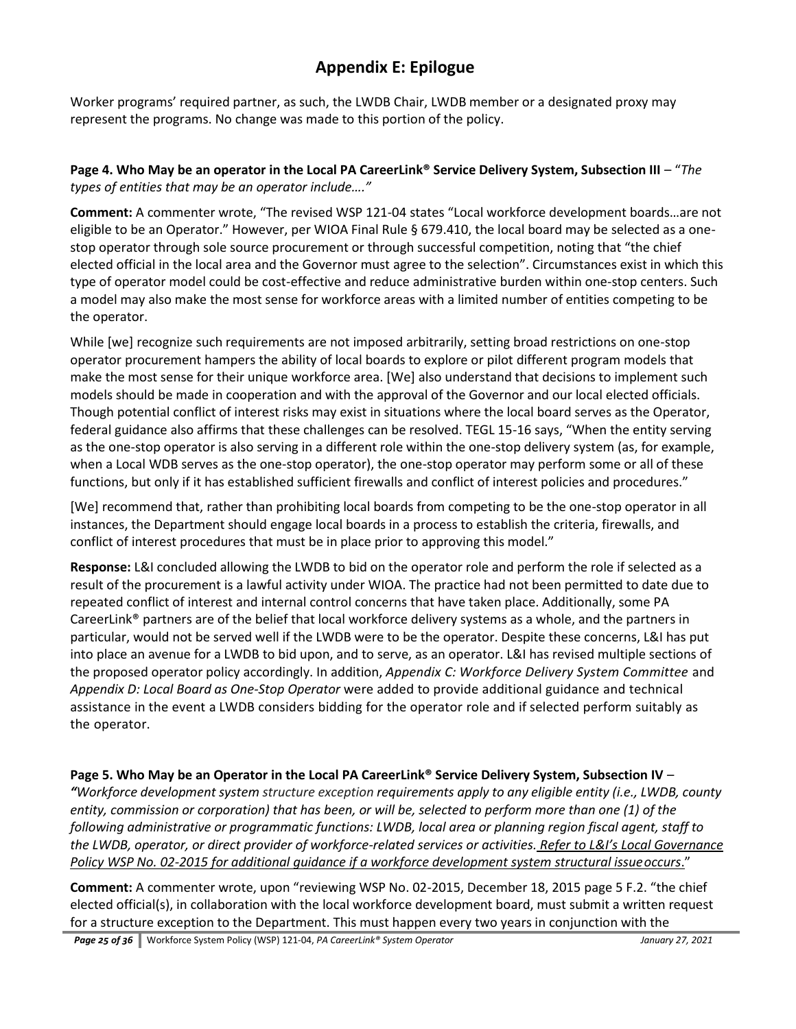# Appendix E: Epilogue

Worker programs' required partner, as such, the LWDB Chair, LWDB member or a designated proxy may represent the programs. No change was made to this portion of the policy.

**Page 4. Who May be an operator in the Local PA CareerLink® Service Delivery System, Subsection III** – "*The types of entities that may be an operator include…."*

**Comment:** A commenter wrote, "The revised WSP 121-04 states "Local workforce development boards…are not eligible to be an Operator." However, per WIOA Final Rule § 679.410, the local board may be selected as a one-stop operator through sole source procurement or through successful competition, noting that "the chief elected official in the local area and the Governor must agree to the selection". Circumstances exist in which this type of operator model could be cost-effective and reduce administrative burden within one-stop centers. Such a model may also make the most sense for workforce areas with a limited number of entities competing to be the operator.

While [we] recognize such requirements are not imposed arbitrarily, setting broad restrictions on one-stop operator procurement hampers the ability of local boards to explore or pilot different program models that make the most sense for their unique workforce area. [We] also understand that decisions to implement such models should be made in cooperation and with the approval of the Governor and our local elected officials. Though potential conflict of interest risks may exist in situations where the local board serves as the Operator, federal guidance also affirms that these challenges can be resolved. TEGL 15-16 says, "When the entity serving as the one-stop operator is also serving in a different role within the one-stop delivery system (as, for example, when a Local WDB serves as the one-stop operator), the one-stop operator may perform some or all of these functions, but only if it has established sufficient firewalls and conflict of interest policies and procedures."

[We] recommend that, rather than prohibiting local boards from competing to be the one-stop operator in all instances, the Department should engage local boards in a process to establish the criteria, firewalls, and conflict of interest procedures that must be in place prior to approving this model."

**Response:** L&I concluded allowing the LWDB to bid on the operator role and perform the role if selected as a result of the procurement is a lawful activity under WIOA. The practice had not been permitted to date due to repeated conflict of interest and internal control concerns that have taken place. Additionally, some PA CareerLink® partners are of the belief that local workforce delivery systems as a whole, and the partners in particular, would not be served well if the LWDB were to be the operator. Despite these concerns, L&I has put into place an avenue for a LWDB to bid upon, and to serve, as an operator. L&I has revised multiple sections of the proposed operator policy accordingly. In addition, *Appendix C: Workforce Delivery System Committee* and *Appendix D: Local Board as One-Stop Operator* were added to provide additional guidance and technical assistance in the event a LWDB considers bidding for the operator role and if selected perform suitably as the operator.

**Page 5. Who May be an Operator in the Local PA CareerLink® Service Delivery System, Subsection IV** – *"Workforce development system structure exception requirements apply to any eligible entity (i.e., LWDB, county entity, commission or corporation) that has been, or will be, selected to perform more than one (1) of the following administrative or programmatic functions: LWDB, local area or planning region fiscal agent, staff to the LWDB, operator, or direct provider of workforce-related services or activities. <u>Refer to L&I's Local Governance Policy WSP No. 02-2015 for additional guidance if a workforce development system structural issue occurs</u>.*"

**Comment:** A commenter wrote, upon "reviewing WSP No. 02-2015, December 18, 2015 page 5 F.2. "the chief elected official(s), in collaboration with the local workforce development board, must submit a written request for a structure exception to the Department. This must happen every two years in conjunction with the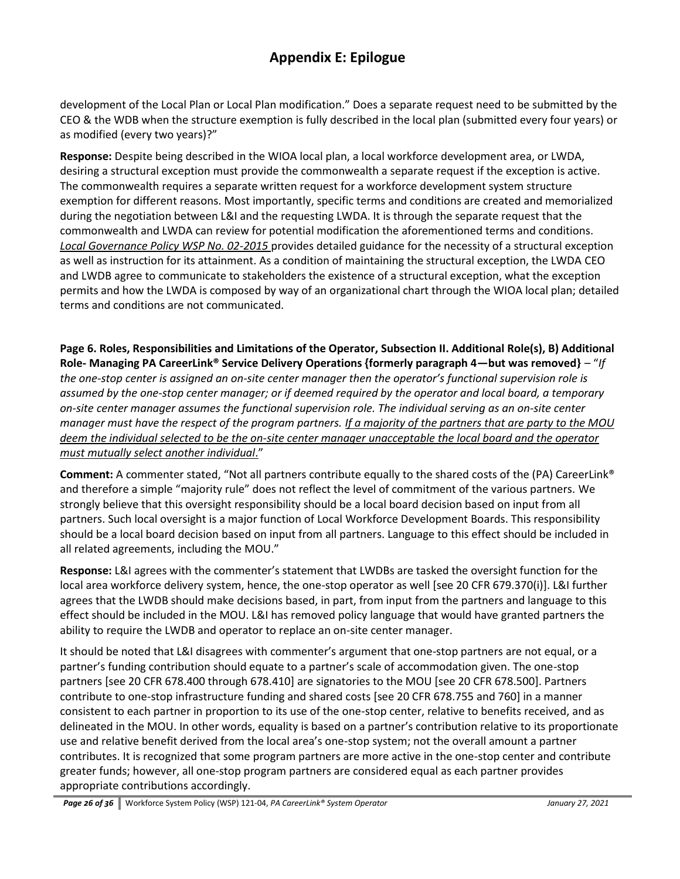# Appendix E: Epilogue

development of the Local Plan or Local Plan modification." Does a separate request need to be submitted by the CEO & the WDB when the structure exemption is fully described in the local plan (submitted every four years) or as modified (every two years)?"

**Response:** Despite being described in the WIOA local plan, a local workforce development area, or LWDA, desiring a structural exception must provide the commonwealth a separate request if the exception is active. The commonwealth requires a separate written request for a workforce development system structure exemption for different reasons. Most importantly, specific terms and conditions are created and memorialized during the negotiation between L&I and the requesting LWDA. It is through the separate request that the commonwealth and LWDA can review for potential modification the aforementioned terms and conditions. *Local Governance Policy WSP No. 02-2015* provides detailed guidance for the necessity of a structural exception as well as instruction for its attainment. As a condition of maintaining the structural exception, the LWDA CEO and LWDB agree to communicate to stakeholders the existence of a structural exception, what the exception permits and how the LWDA is composed by way of an organizational chart through the WIOA local plan; detailed terms and conditions are not communicated.

**Page 6. Roles, Responsibilities and Limitations of the Operator, Subsection II. Additional Role(s), B) Additional Role- Managing PA CareerLink® Service Delivery Operations {formerly paragraph 4—but was removed}** – "*If the one-stop center is assigned an on-site center manager then the operator's functional supervision role is assumed by the one-stop center manager; or if deemed required by the operator and local board, a temporary on-site center manager assumes the functional supervision role. The individual serving as an on-site center manager must have the respect of the program partners. If a majority of the partners that are party to the MOU deem the individual selected to be the on-site center manager unacceptable the local board and the operator must mutually select another individual.*"

**Comment:** A commenter stated, "Not all partners contribute equally to the shared costs of the (PA) CareerLink® and therefore a simple "majority rule" does not reflect the level of commitment of the various partners. We strongly believe that this oversight responsibility should be a local board decision based on input from all partners. Such local oversight is a major function of Local Workforce Development Boards. This responsibility should be a local board decision based on input from all partners. Language to this effect should be included in all related agreements, including the MOU."

**Response:** L&I agrees with the commenter's statement that LWDBs are tasked the oversight function for the local area workforce delivery system, hence, the one-stop operator as well [see 20 CFR 679.370(i)]. L&I further agrees that the LWDB should make decisions based, in part, from input from the partners and language to this effect should be included in the MOU. L&I has removed policy language that would have granted partners the ability to require the LWDB and operator to replace an on-site center manager.

It should be noted that L&I disagrees with commenter's argument that one-stop partners are not equal, or a partner's funding contribution should equate to a partner's scale of accommodation given. The one-stop partners [see 20 CFR 678.400 through 678.410] are signatories to the MOU [see 20 CFR 678.500]. Partners contribute to one-stop infrastructure funding and shared costs [see 20 CFR 678.755 and 760] in a manner consistent to each partner in proportion to its use of the one-stop center, relative to benefits received, and as delineated in the MOU. In other words, equality is based on a partner's contribution relative to its proportionate use and relative benefit derived from the local area's one-stop system; not the overall amount a partner contributes. It is recognized that some program partners are more active in the one-stop center and contribute greater funds; however, all one-stop program partners are considered equal as each partner provides appropriate contributions accordingly.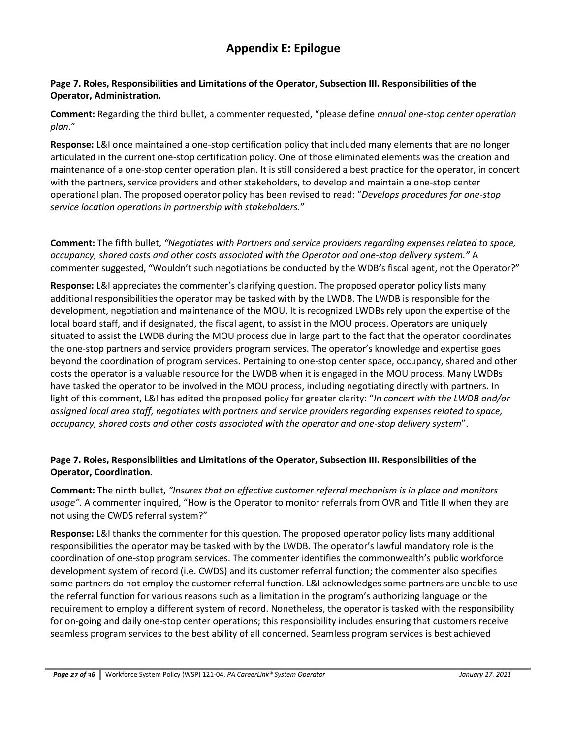# Appendix E: Epilogue

**Page 7. Roles, Responsibilities and Limitations of the Operator, Subsection III. Responsibilities of the Operator, Administration.**

**Comment:** Regarding the third bullet, a commenter requested, "please define *annual one-stop center operation plan*."

**Response:** L&I once maintained a one-stop certification policy that included many elements that are no longer articulated in the current one-stop certification policy. One of those eliminated elements was the creation and maintenance of a one-stop center operation plan. It is still considered a best practice for the operator, in concert with the partners, service providers and other stakeholders, to develop and maintain a one-stop center operational plan. The proposed operator policy has been revised to read: "*Develops procedures for one-stop service location operations in partnership with stakeholders.*"

**Comment:** The fifth bullet, *"Negotiates with Partners and service providers regarding expenses related to space, occupancy, shared costs and other costs associated with the Operator and one-stop delivery system."* A commenter suggested, "Wouldn't such negotiations be conducted by the WDB's fiscal agent, not the Operator?"

**Response:** L&I appreciates the commenter's clarifying question. The proposed operator policy lists many additional responsibilities the operator may be tasked with by the LWDB. The LWDB is responsible for the development, negotiation and maintenance of the MOU. It is recognized LWDBs rely upon the expertise of the local board staff, and if designated, the fiscal agent, to assist in the MOU process. Operators are uniquely situated to assist the LWDB during the MOU process due in large part to the fact that the operator coordinates the one-stop partners and service providers program services. The operator's knowledge and expertise goes beyond the coordination of program services. Pertaining to one-stop center space, occupancy, shared and other costs the operator is a valuable resource for the LWDB when it is engaged in the MOU process. Many LWDBs have tasked the operator to be involved in the MOU process, including negotiating directly with partners. In light of this comment, L&I has edited the proposed policy for greater clarity: "*In concert with the LWDB and/or assigned local area staff, negotiates with partners and service providers regarding expenses related to space, occupancy, shared costs and other costs associated with the operator and one-stop delivery system*".

**Page 7. Roles, Responsibilities and Limitations of the Operator, Subsection III. Responsibilities of the Operator, Coordination.**

**Comment:** The ninth bullet, *"Insures that an effective customer referral mechanism is in place and monitors usage"*. A commenter inquired, "How is the Operator to monitor referrals from OVR and Title II when they are not using the CWDS referral system?"

**Response:** L&I thanks the commenter for this question. The proposed operator policy lists many additional responsibilities the operator may be tasked with by the LWDB. The operator's lawful mandatory role is the coordination of one-stop program services. The commenter identifies the commonwealth's public workforce development system of record (i.e. CWDS) and its customer referral function; the commenter also specifies some partners do not employ the customer referral function. L&I acknowledges some partners are unable to use the referral function for various reasons such as a limitation in the program's authorizing language or the requirement to employ a different system of record. Nonetheless, the operator is tasked with the responsibility for on-going and daily one-stop center operations; this responsibility includes ensuring that customers receive seamless program services to the best ability of all concerned. Seamless program services is best achieved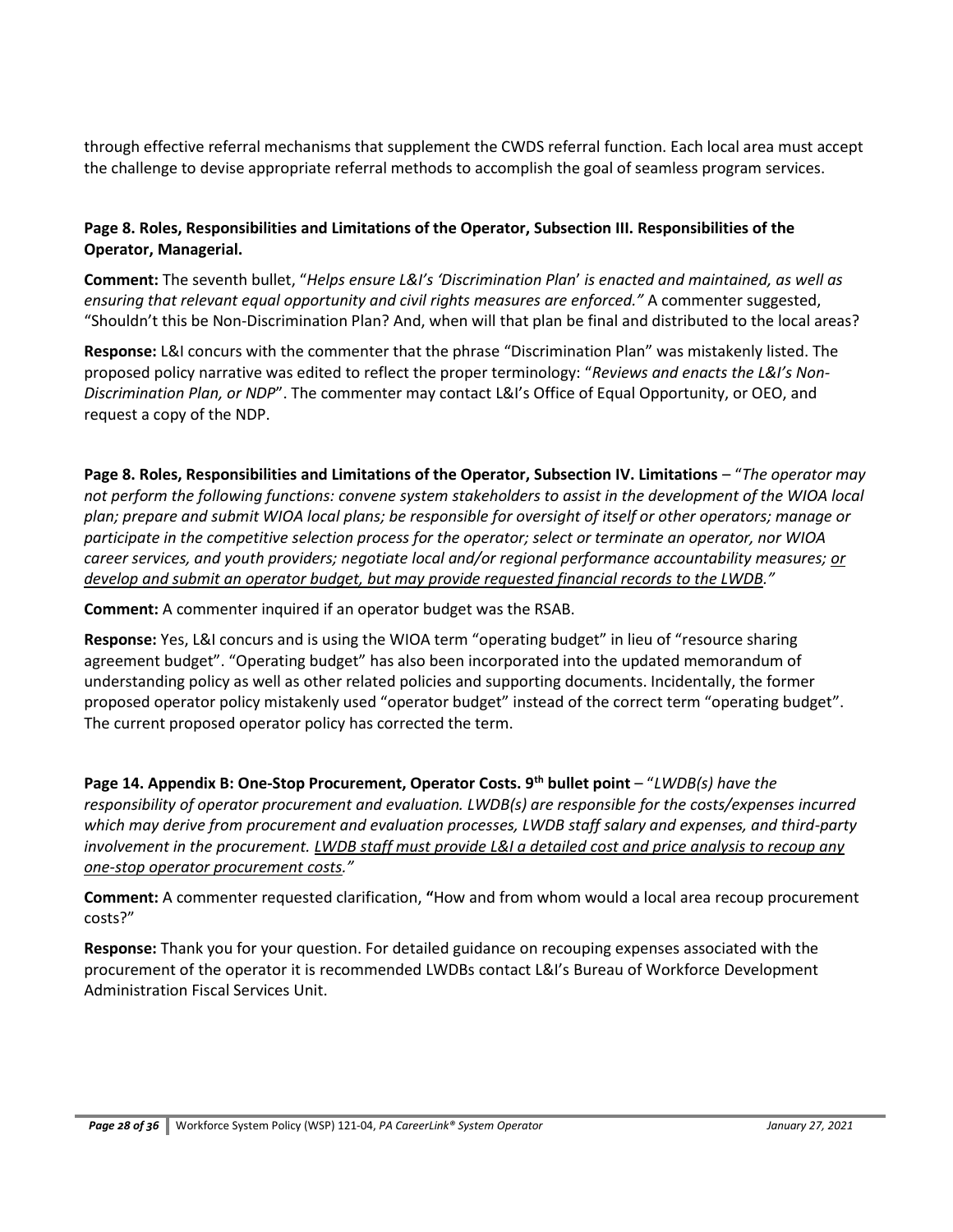through effective referral mechanisms that supplement the CWDS referral function. Each local area must accept the challenge to devise appropriate referral methods to accomplish the goal of seamless program services.

**Page 8. Roles, Responsibilities and Limitations of the Operator, Subsection III. Responsibilities of the Operator, Managerial.**

**Comment:** The seventh bullet, "*Helps ensure L&I's 'Discrimination Plan' is enacted and maintained, as well as ensuring that relevant equal opportunity and civil rights measures are enforced."* A commenter suggested, "Shouldn't this be Non-Discrimination Plan? And, when will that plan be final and distributed to the local areas?

**Response:** L&I concurs with the commenter that the phrase "Discrimination Plan" was mistakenly listed. The proposed policy narrative was edited to reflect the proper terminology: "*Reviews and enacts the L&I's Non-Discrimination Plan, or NDP*". The commenter may contact L&I's Office of Equal Opportunity, or OEO, and request a copy of the NDP.

**Page 8. Roles, Responsibilities and Limitations of the Operator, Subsection IV. Limitations** – "*The operator may not perform the following functions: convene system stakeholders to assist in the development of the WIOA local plan; prepare and submit WIOA local plans; be responsible for oversight of itself or other operators; manage or participate in the competitive selection process for the operator; select or terminate an operator, nor WIOA career services, and youth providers; negotiate local and/or regional performance accountability measures; <u>or develop and submit an operator budget, but may provide requested financial records to the LWDB.</u>"*

**Comment:** A commenter inquired if an operator budget was the RSAB.

**Response:** Yes, L&I concurs and is using the WIOA term "operating budget" in lieu of "resource sharing agreement budget". "Operating budget" has also been incorporated into the updated memorandum of understanding policy as well as other related policies and supporting documents. Incidentally, the former proposed operator policy mistakenly used "operator budget" instead of the correct term "operating budget". The current proposed operator policy has corrected the term.

**Page 14. Appendix B: One-Stop Procurement, Operator Costs. 9th bullet point** – "*LWDB(s) have the responsibility of operator procurement and evaluation. LWDB(s) are responsible for the costs/expenses incurred which may derive from procurement and evaluation processes, LWDB staff salary and expenses, and third-party involvement in the procurement. <u>LWDB staff must provide L&I a detailed cost and price analysis to recoup any one-stop operator procurement costs.</u>"*

**Comment:** A commenter requested clarification, **"**How and from whom would a local area recoup procurement costs?"

**Response:** Thank you for your question. For detailed guidance on recouping expenses associated with the procurement of the operator it is recommended LWDBs contact L&I's Bureau of Workforce Development Administration Fiscal Services Unit.